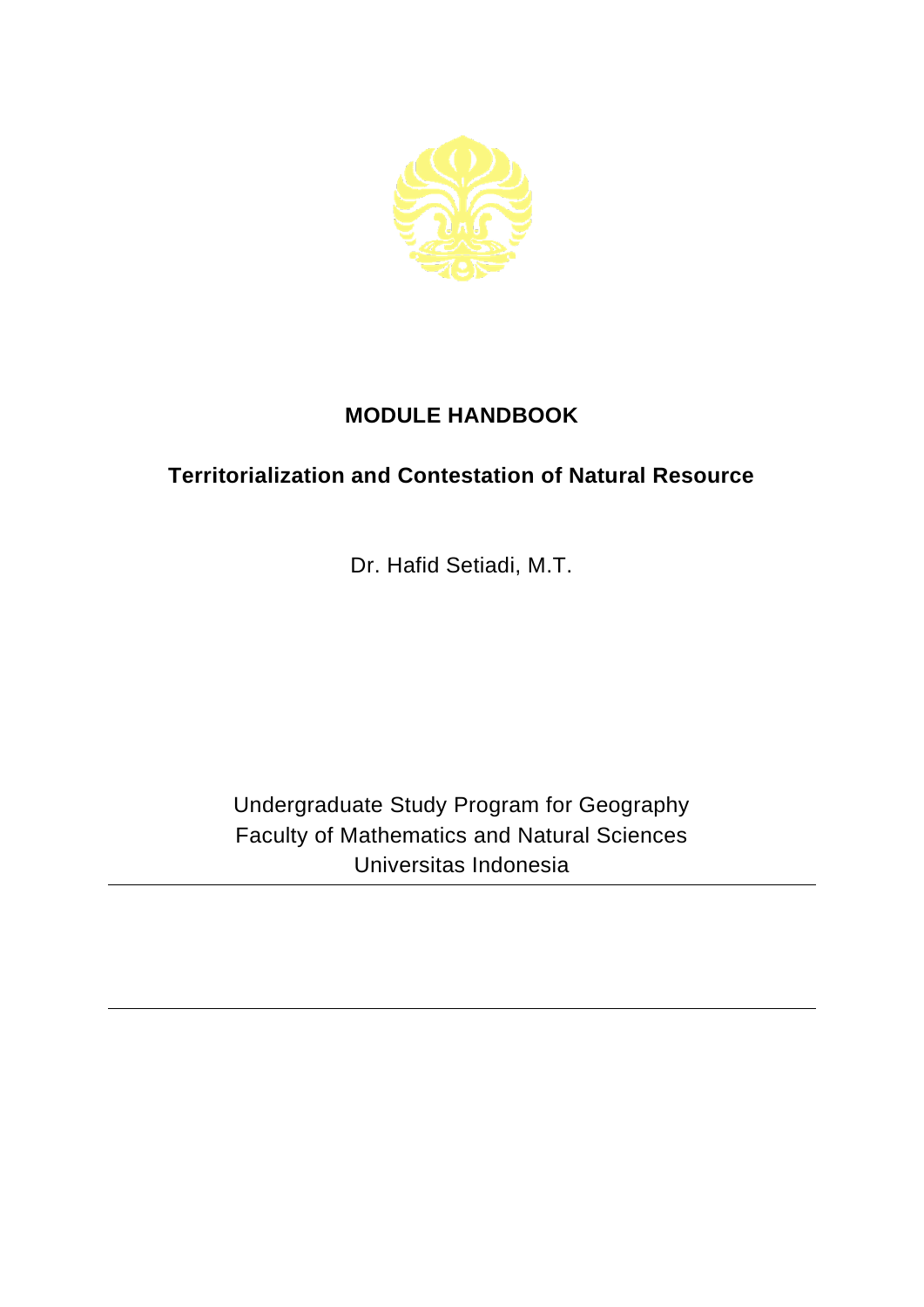# MODULE HANDBOOK

## Territorialization and Contestation of Natural Resource

Dr. Hafid Setiadi, M.T.

Undergraduate Study Program for Geography
Faculty of Mathematics and Natural Sciences
Universitas Indonesia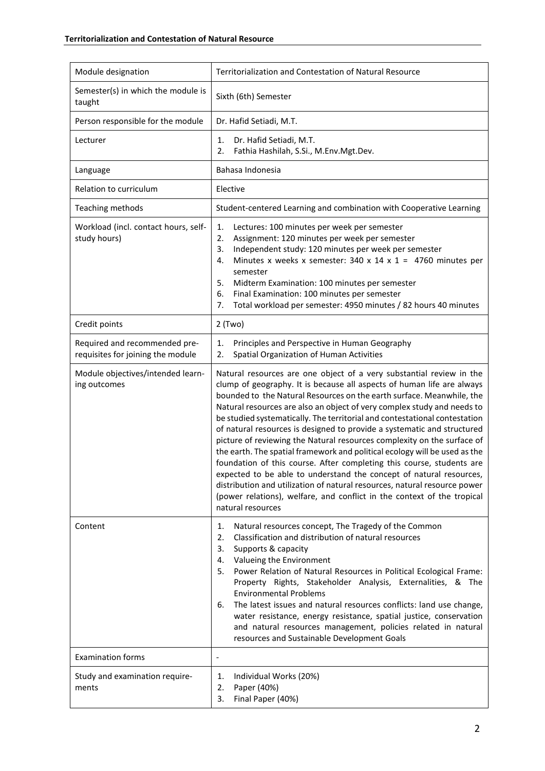| Module designation | Territorialization and Contestation of Natural Resource |
|---|---|
| Semester(s) in which the module is taught | Sixth (6th) Semester |
| Person responsible for the module | Dr. Hafid Setiadi, M.T. |
| Lecturer | 1. Dr. Hafid Setiadi, M.T.<br>2. Fathia Hashilah, S.Si., M.Env.Mgt.Dev. |
| Language | Bahasa Indonesia |
| Relation to curriculum | Elective |
| Teaching methods | Student-centered Learning and combination with Cooperative Learning |
| Workload (incl. contact hours, self-study hours) | 1. Lectures: 100 minutes per week per semester<br>2. Assignment: 120 minutes per week per semester<br>3. Independent study: 120 minutes per week per semester<br>4. Minutes x weeks x semester: 340 x 14 x 1 = 4760 minutes per semester<br>5. Midterm Examination: 100 minutes per semester<br>6. Final Examination: 100 minutes per semester<br>7. Total workload per semester: 4950 minutes / 82 hours 40 minutes |
| Credit points | 2 (Two) |
| Required and recommended pre-requisites for joining the module | 1. Principles and Perspective in Human Geography<br>2. Spatial Organization of Human Activities |
| Module objectives/intended learning outcomes | Natural resources are one object of a very substantial review in the clump of geography. It is because all aspects of human life are always bounded to the Natural Resources on the earth surface. Meanwhile, the Natural resources are also an object of very complex study and needs to be studied systematically. The territorial and contestational contestation of natural resources is designed to provide a systematic and structured picture of reviewing the Natural resources complexity on the surface of the earth. The spatial framework and political ecology will be used as the foundation of this course. After completing this course, students are expected to be able to understand the concept of natural resources, distribution and utilization of natural resources, natural resource power (power relations), welfare, and conflict in the context of the tropical natural resources |
| Content | 1. Natural resources concept, The Tragedy of the Common<br>2. Classification and distribution of natural resources<br>3. Supports & capacity<br>4. Valueing the Environment<br>5. Power Relation of Natural Resources in Political Ecological Frame: Property Rights, Stakeholder Analysis, Externalities, & The Environmental Problems<br>6. The latest issues and natural resources conflicts: land use change, water resistance, energy resistance, spatial justice, conservation and natural resources management, policies related in natural resources and Sustainable Development Goals |
| Examination forms | - |
| Study and examination requirements | 1. Individual Works (20%)<br>2. Paper (40%)<br>3. Final Paper (40%) |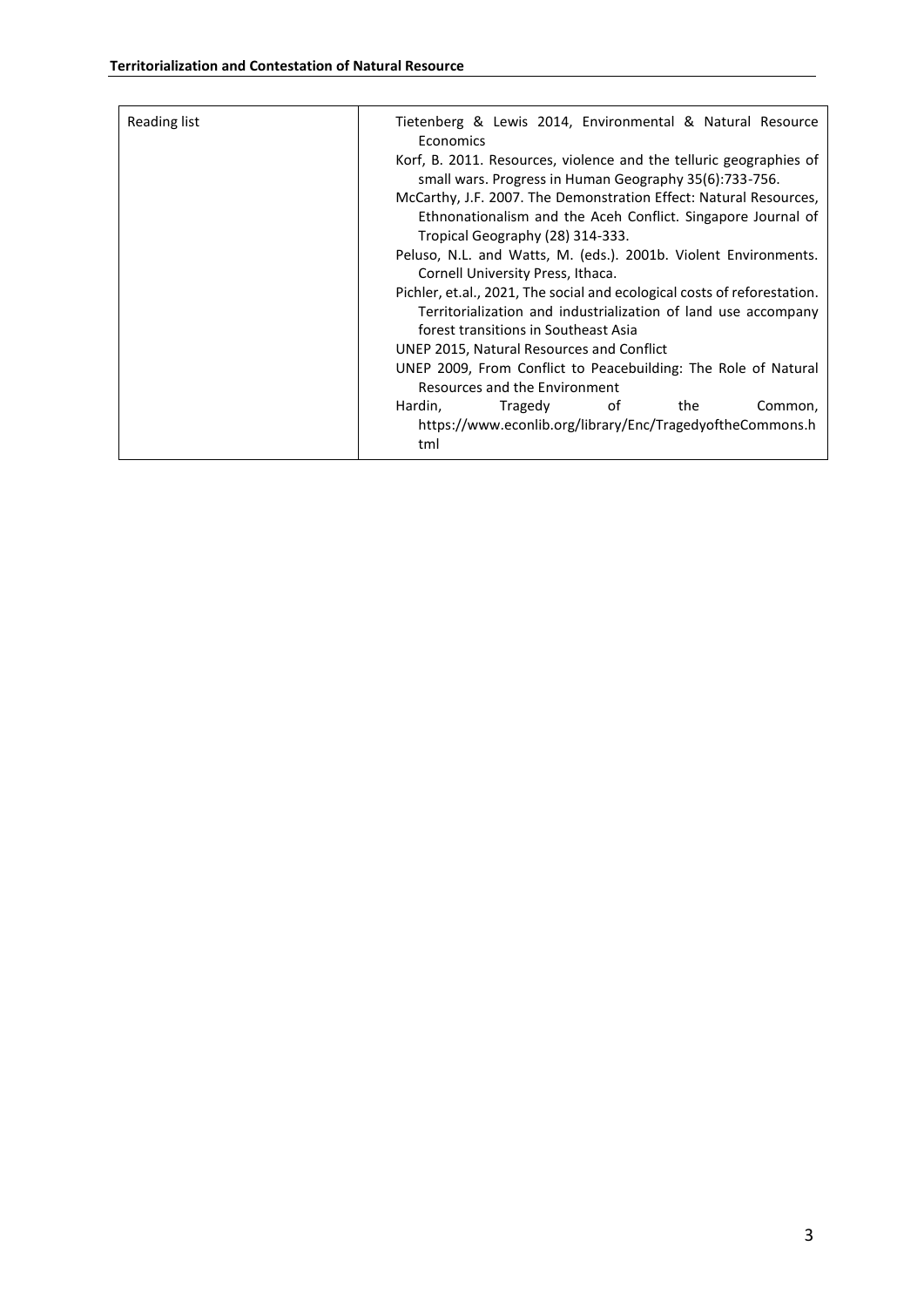| | |
|---|---|
| Reading list | Tietenberg & Lewis 2014, Environmental & Natural Resource Economics<br>Korf, B. 2011. Resources, violence and the telluric geographies of small wars. Progress in Human Geography 35(6):733-756.<br>McCarthy, J.F. 2007. The Demonstration Effect: Natural Resources, Ethnonationalism and the Aceh Conflict. Singapore Journal of Tropical Geography (28) 314-333.<br>Peluso, N.L. and Watts, M. (eds.). 2001b. Violent Environments. Cornell University Press, Ithaca.<br>Pichler, et.al., 2021, The social and ecological costs of reforestation. Territorialization and industrialization of land use accompany forest transitions in Southeast Asia<br>UNEP 2015, Natural Resources and Conflict<br>UNEP 2009, From Conflict to Peacebuilding: The Role of Natural Resources and the Environment<br>Hardin, Tragedy of the Common, https://www.econlib.org/library/Enc/TragedyoftheCommons.html |